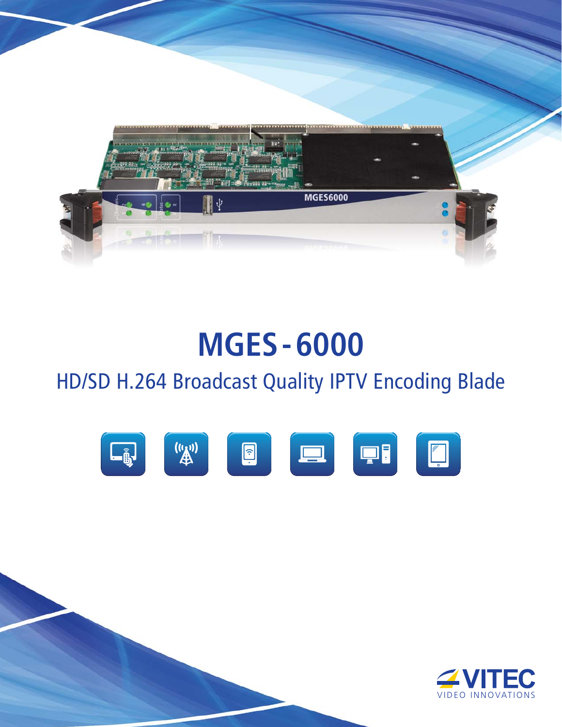# MGES-6000

## HD/SD H.264 Broadcast Quality IPTV Encoding Blade

VITEC

VIDEO INNOVATIONS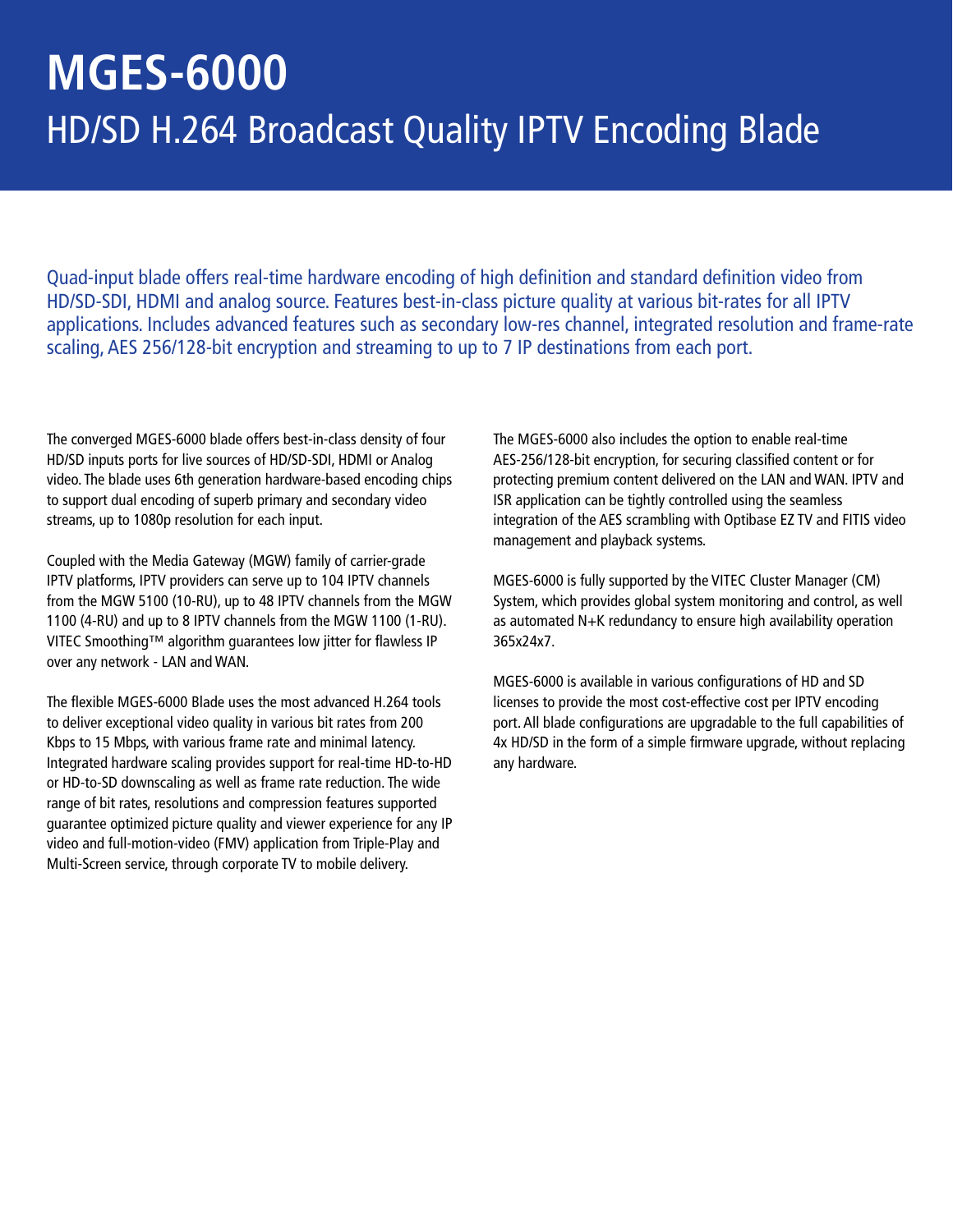# MGES-6000

## HD/SD H.264 Broadcast Quality IPTV Encoding Blade

Quad-input blade offers real-time hardware encoding of high definition and standard definition video from HD/SD-SDI, HDMI and analog source. Features best-in-class picture quality at various bit-rates for all IPTV applications. Includes advanced features such as secondary low-res channel, integrated resolution and frame-rate scaling, AES 256/128-bit encryption and streaming to up to 7 IP destinations from each port.

The converged MGES-6000 blade offers best-in-class density of four HD/SD inputs ports for live sources of HD/SD-SDI, HDMI or Analog video. The blade uses 6th generation hardware-based encoding chips to support dual encoding of superb primary and secondary video streams, up to 1080p resolution for each input.

Coupled with the Media Gateway (MGW) family of carrier-grade IPTV platforms, IPTV providers can serve up to 104 IPTV channels from the MGW 5100 (10-RU), up to 48 IPTV channels from the MGW 1100 (4-RU) and up to 8 IPTV channels from the MGW 1100 (1-RU). VITEC Smoothing™ algorithm guarantees low jitter for flawless IP over any network - LAN and WAN.

The flexible MGES-6000 Blade uses the most advanced H.264 tools to deliver exceptional video quality in various bit rates from 200 Kbps to 15 Mbps, with various frame rate and minimal latency. Integrated hardware scaling provides support for real-time HD-to-HD or HD-to-SD downscaling as well as frame rate reduction. The wide range of bit rates, resolutions and compression features supported guarantee optimized picture quality and viewer experience for any IP video and full-motion-video (FMV) application from Triple-Play and Multi-Screen service, through corporate TV to mobile delivery.

The MGES-6000 also includes the option to enable real-time AES-256/128-bit encryption, for securing classified content or for protecting premium content delivered on the LAN and WAN. IPTV and ISR application can be tightly controlled using the seamless integration of the AES scrambling with Optibase EZ TV and FITIS video management and playback systems.

MGES-6000 is fully supported by the VITEC Cluster Manager (CM) System, which provides global system monitoring and control, as well as automated N+K redundancy to ensure high availability operation 365x24x7.

MGES-6000 is available in various configurations of HD and SD licenses to provide the most cost-effective cost per IPTV encoding port. All blade configurations are upgradable to the full capabilities of 4x HD/SD in the form of a simple firmware upgrade, without replacing any hardware.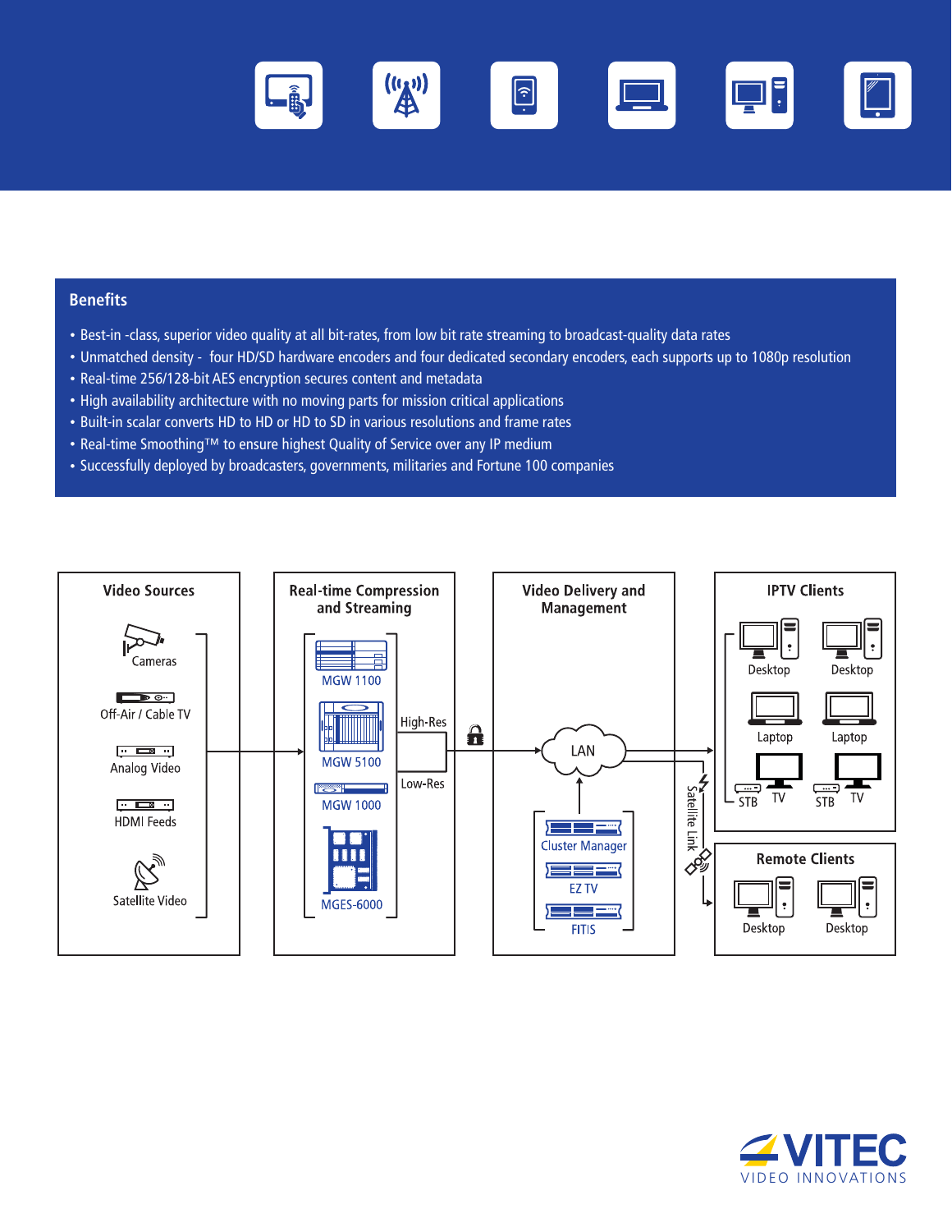## Benefits

- Best-in -class, superior video quality at all bit-rates, from low bit rate streaming to broadcast-quality data rates
- Unmatched density - four HD/SD hardware encoders and four dedicated secondary encoders, each supports up to 1080p resolution
- Real-time 256/128-bit AES encryption secures content and metadata
- High availability architecture with no moving parts for mission critical applications
- Built-in scalar converts HD to HD or HD to SD in various resolutions and frame rates
- Real-time Smoothing™ to ensure highest Quality of Service over any IP medium
- Successfully deployed by broadcasters, governments, militaries and Fortune 100 companies

**Video Sources**

Cameras

Off-Air / Cable TV

Analog Video

HDMI Feeds

Satellite Video

**Real-time Compression and Streaming**

MGW 1100

MGW 5100

MGW 1000

MGES-6000

High-Res

Low-Res

**Video Delivery and Management**

LAN

Cluster Manager

EZ TV

FITIS

Satellite Link

**IPTV Clients**

Desktop

Desktop

Laptop

Laptop

STB

TV

STB

TV

**Remote Clients**

Desktop

Desktop

VITEC

VIDEO INNOVATIONS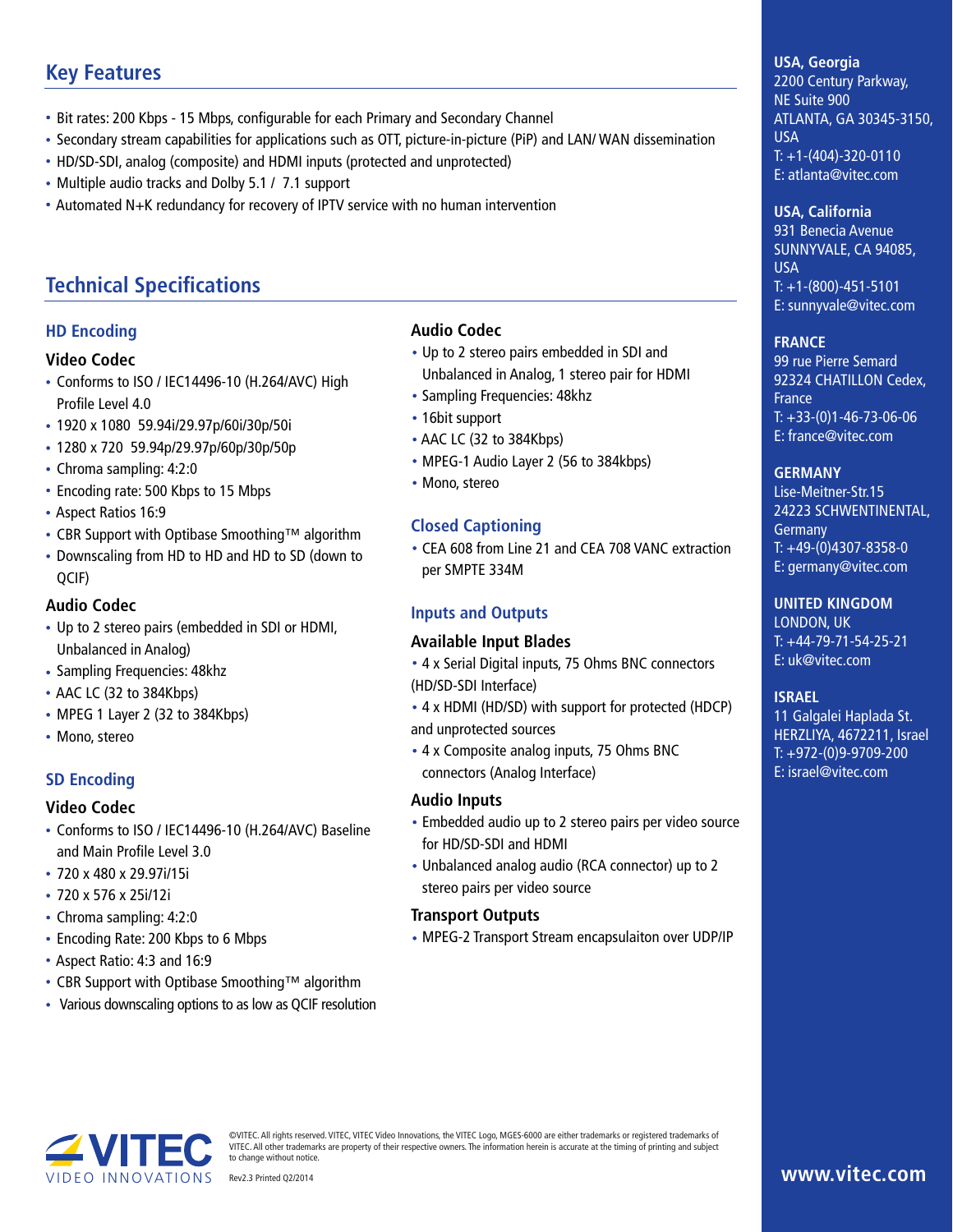## Key Features

- Bit rates: 200 Kbps - 15 Mbps, configurable for each Primary and Secondary Channel
- Secondary stream capabilities for applications such as OTT, picture-in-picture (PiP) and LAN/ WAN dissemination
- HD/SD-SDI, analog (composite) and HDMI inputs (protected and unprotected)
- Multiple audio tracks and Dolby 5.1 / 7.1 support
- Automated N+K redundancy for recovery of IPTV service with no human intervention

## Technical Specifications

### HD Encoding

#### Video Codec

- Conforms to ISO / IEC14496-10 (H.264/AVC) High Profile Level 4.0
- 1920 x 1080 59.94i/29.97p/60i/30p/50i
- 1280 x 720 59.94p/29.97p/60p/30p/50p
- Chroma sampling: 4:2:0
- Encoding rate: 500 Kbps to 15 Mbps
- Aspect Ratios 16:9
- CBR Support with Optibase Smoothing™ algorithm
- Downscaling from HD to HD and HD to SD (down to QCIF)

#### Audio Codec

- Up to 2 stereo pairs (embedded in SDI or HDMI, Unbalanced in Analog)
- Sampling Frequencies: 48khz
- AAC LC (32 to 384Kbps)
- MPEG 1 Layer 2 (32 to 384Kbps)
- Mono, stereo

### SD Encoding

#### Video Codec

- Conforms to ISO / IEC14496-10 (H.264/AVC) Baseline and Main Profile Level 3.0
- 720 x 480 x 29.97i/15i
- 720 x 576 x 25i/12i
- Chroma sampling: 4:2:0
- Encoding Rate: 200 Kbps to 6 Mbps
- Aspect Ratio: 4:3 and 16:9
- CBR Support with Optibase Smoothing™ algorithm
- Various downscaling options to as low as QCIF resolution

#### Audio Codec

- Up to 2 stereo pairs embedded in SDI and Unbalanced in Analog, 1 stereo pair for HDMI
- Sampling Frequencies: 48khz
- 16bit support
- AAC LC (32 to 384Kbps)
- MPEG-1 Audio Layer 2 (56 to 384kbps)
- Mono, stereo

### Closed Captioning

- CEA 608 from Line 21 and CEA 708 VANC extraction per SMPTE 334M

### Inputs and Outputs

#### Available Input Blades

- 4 x Serial Digital inputs, 75 Ohms BNC connectors (HD/SD-SDI Interface)
- 4 x HDMI (HD/SD) with support for protected (HDCP) and unprotected sources
- 4 x Composite analog inputs, 75 Ohms BNC connectors (Analog Interface)

#### Audio Inputs

- Embedded audio up to 2 stereo pairs per video source for HD/SD-SDI and HDMI
- Unbalanced analog audio (RCA connector) up to 2 stereo pairs per video source

#### Transport Outputs

- MPEG-2 Transport Stream encapsulaiton over UDP/IP

**USA, Georgia**
2200 Century Parkway,
NE Suite 900
ATLANTA, GA 30345-3150,
USA
T: +1-(404)-320-0110
E: atlanta@vitec.com

**USA, California**
931 Benecia Avenue
SUNNYVALE, CA 94085,
USA
T: +1-(800)-451-5101
E: sunnyvale@vitec.com

**FRANCE**
99 rue Pierre Semard
92324 CHATILLON Cedex,
France
T: +33-(0)1-46-73-06-06
E: france@vitec.com

**GERMANY**
Lise-Meitner-Str.15
24223 SCHWENTINENTAL,
Germany
T: +49-(0)4307-8358-0
E: germany@vitec.com

**UNITED KINGDOM**
LONDON, UK
T: +44-79-71-54-25-21
E: uk@vitec.com

**ISRAEL**
11 Galgalei Haplada St.
HERZLIYA, 4672211, Israel
T: +972-(0)9-9709-200
E: israel@vitec.com

VITEC VIDEO INNOVATIONS

©VITEC. All rights reserved. VITEC, VITEC Video Innovations, the VITEC Logo, MGES-6000 are either trademarks or registered trademarks of VITEC. All other trademarks are property of their respective owners. The information herein is accurate at the timing of printing and subject to change without notice.

Rev2.3 Printed Q2/2014

**www.vitec.com**